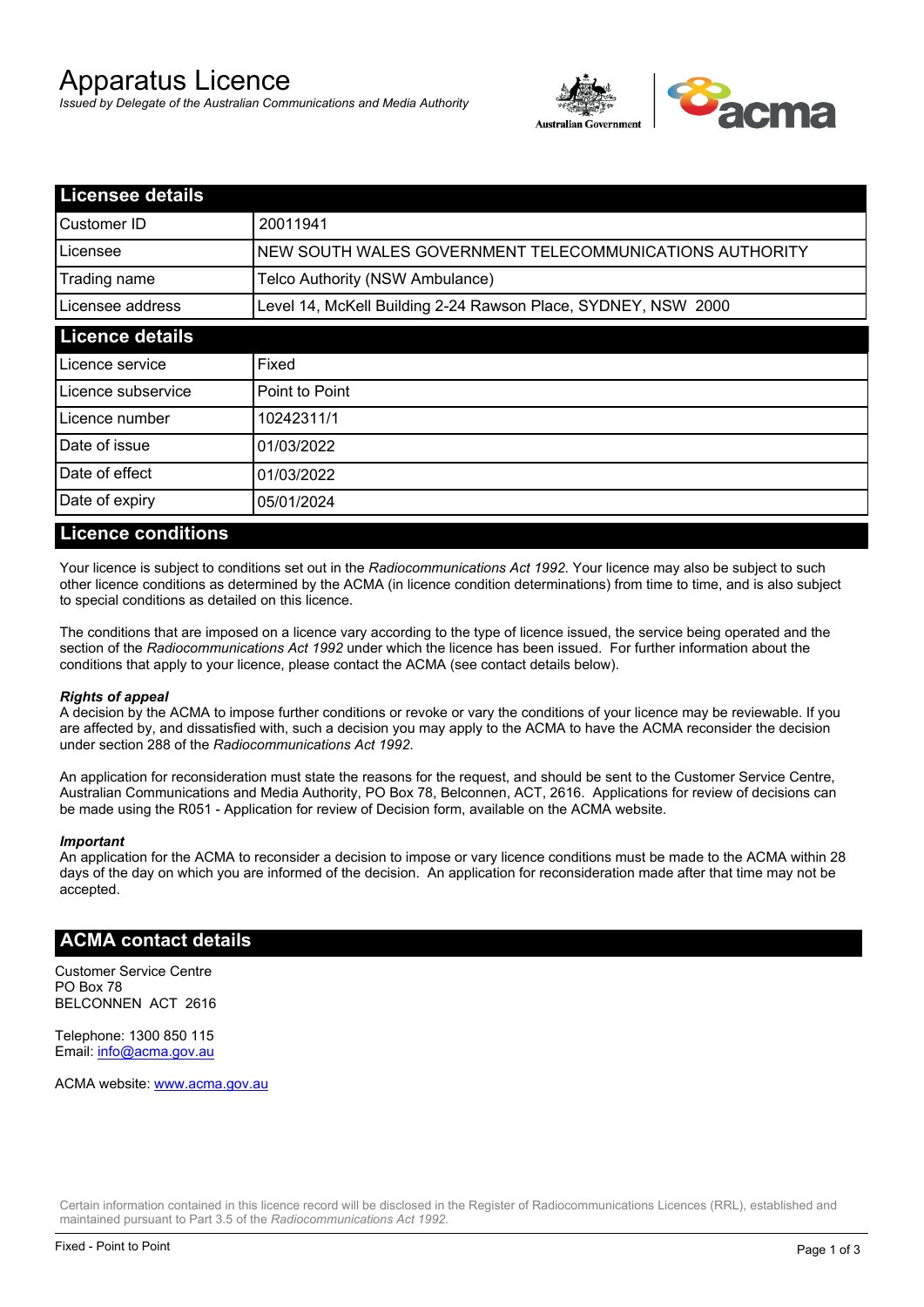# Apparatus Licence

*Issued by Delegate of the Australian Communications and Media Authority*

## Licensee details

| | |
|---|---|
| Customer ID | 20011941 |
| Licensee | NEW SOUTH WALES GOVERNMENT TELECOMMUNICATIONS AUTHORITY |
| Trading name | Telco Authority (NSW Ambulance) |
| Licensee address | Level 14, McKell Building 2-24 Rawson Place, SYDNEY, NSW 2000 |

## Licence details

| | |
|---|---|
| Licence service | Fixed |
| Licence subservice | Point to Point |
| Licence number | 10242311/1 |
| Date of issue | 01/03/2022 |
| Date of effect | 01/03/2022 |
| Date of expiry | 05/01/2024 |

## Licence conditions

Your licence is subject to conditions set out in the *Radiocommunications Act 1992*. Your licence may also be subject to such other licence conditions as determined by the ACMA (in licence condition determinations) from time to time, and is also subject to special conditions as detailed on this licence.

The conditions that are imposed on a licence vary according to the type of licence issued, the service being operated and the section of the *Radiocommunications Act 1992* under which the licence has been issued. For further information about the conditions that apply to your licence, please contact the ACMA (see contact details below).

***Rights of appeal***

A decision by the ACMA to impose further conditions or revoke or vary the conditions of your licence may be reviewable. If you are affected by, and dissatisfied with, such a decision you may apply to the ACMA to have the ACMA reconsider the decision under section 288 of the *Radiocommunications Act 1992*.

An application for reconsideration must state the reasons for the request, and should be sent to the Customer Service Centre, Australian Communications and Media Authority, PO Box 78, Belconnen, ACT, 2616. Applications for review of decisions can be made using the R051 - Application for review of Decision form, available on the ACMA website.

***Important***

An application for the ACMA to reconsider a decision to impose or vary licence conditions must be made to the ACMA within 28 days of the day on which you are informed of the decision. An application for reconsideration made after that time may not be accepted.

## ACMA contact details

Customer Service Centre
PO Box 78
BELCONNEN ACT 2616

Telephone: 1300 850 115
Email: info@acma.gov.au

ACMA website: www.acma.gov.au

Certain information contained in this licence record will be disclosed in the Register of Radiocommunications Licences (RRL), established and maintained pursuant to Part 3.5 of the *Radiocommunications Act 1992.*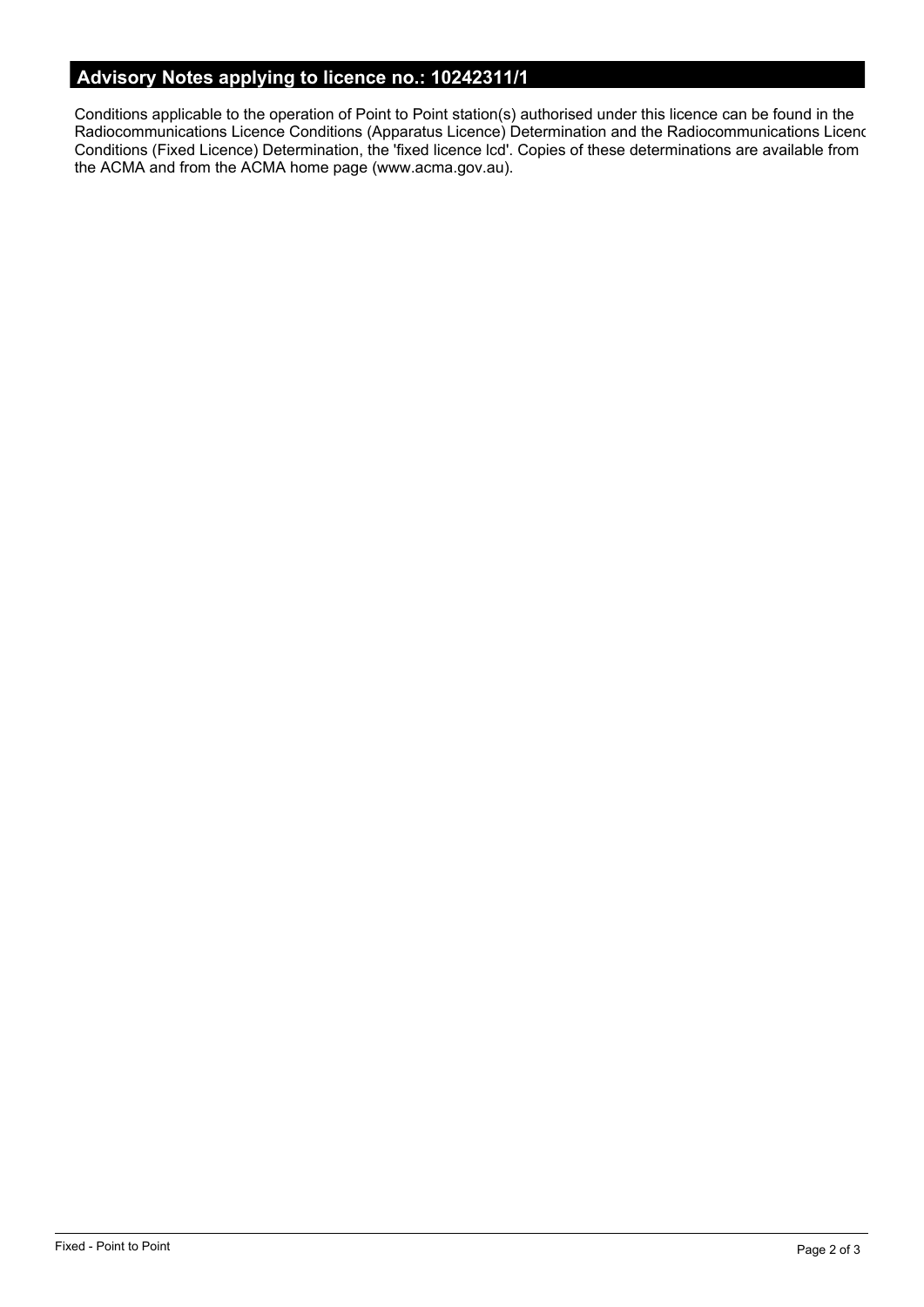## Advisory Notes applying to licence no.: 10242311/1

Conditions applicable to the operation of Point to Point station(s) authorised under this licence can be found in the Radiocommunications Licence Conditions (Apparatus Licence) Determination and the Radiocommunications Licenc Conditions (Fixed Licence) Determination, the 'fixed licence lcd'. Copies of these determinations are available from the ACMA and from the ACMA home page (www.acma.gov.au).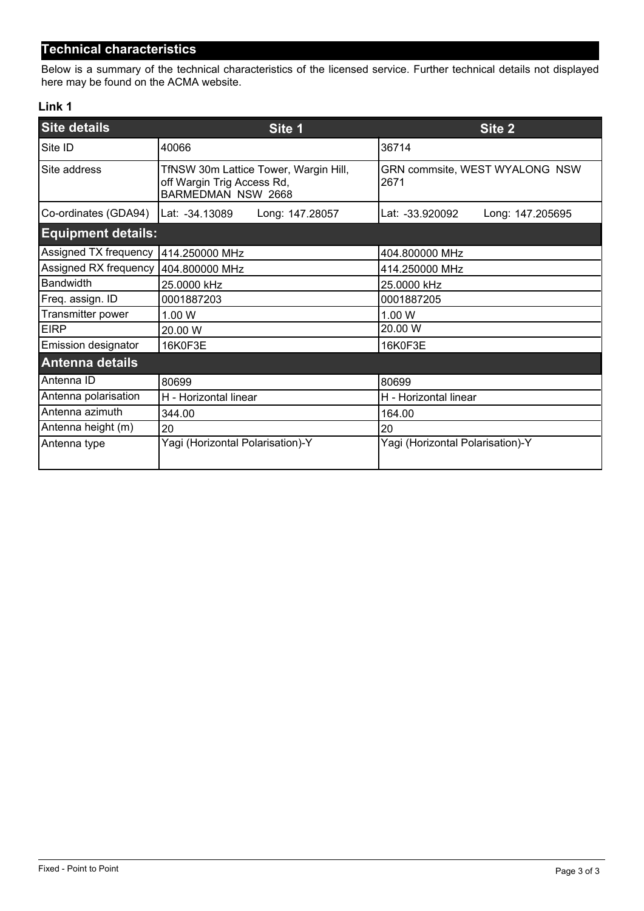## Technical characteristics

Below is a summary of the technical characteristics of the licensed service. Further technical details not displayed here may be found on the ACMA website.

### Link 1

| Site details | Site 1 | Site 2 |
|---|---|---|
| Site ID | 40066 | 36714 |
| Site address | TfNSW 30m Lattice Tower, Wargin Hill, off Wargin Trig Access Rd, BARMEDMAN NSW 2668 | GRN commsite, WEST WYALONG NSW 2671 |
| Co-ordinates (GDA94) | Lat: -34.13089 Long: 147.28057 | Lat: -33.920092 Long: 147.205695 |
| **Equipment details:** | | |
| Assigned TX frequency | 414.250000 MHz | 404.800000 MHz |
| Assigned RX frequency | 404.800000 MHz | 414.250000 MHz |
| Bandwidth | 25.0000 kHz | 25.0000 kHz |
| Freq. assign. ID | 0001887203 | 0001887205 |
| Transmitter power | 1.00 W | 1.00 W |
| EIRP | 20.00 W | 20.00 W |
| Emission designator | 16K0F3E | 16K0F3E |
| **Antenna details** | | |
| Antenna ID | 80699 | 80699 |
| Antenna polarisation | H - Horizontal linear | H - Horizontal linear |
| Antenna azimuth | 344.00 | 164.00 |
| Antenna height (m) | 20 | 20 |
| Antenna type | Yagi (Horizontal Polarisation)-Y | Yagi (Horizontal Polarisation)-Y |

Fixed - Point to Point